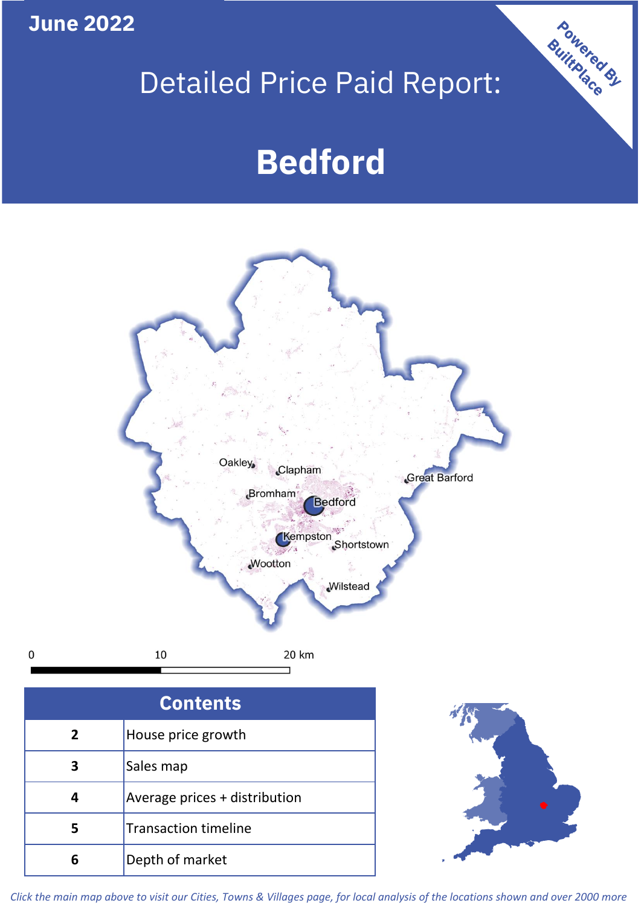June 2022

# Detailed Price Paid Report:

# Bedford

Powered By BuiltPlace

| Contents | |
|---|---|
| 2 | House price growth |
| 3 | Sales map |
| 4 | Average prices + distribution |
| 5 | Transaction timeline |
| 6 | Depth of market |

*Click the main map above to visit our Cities, Towns & Villages page, for local analysis of the locations shown and over 2000 more*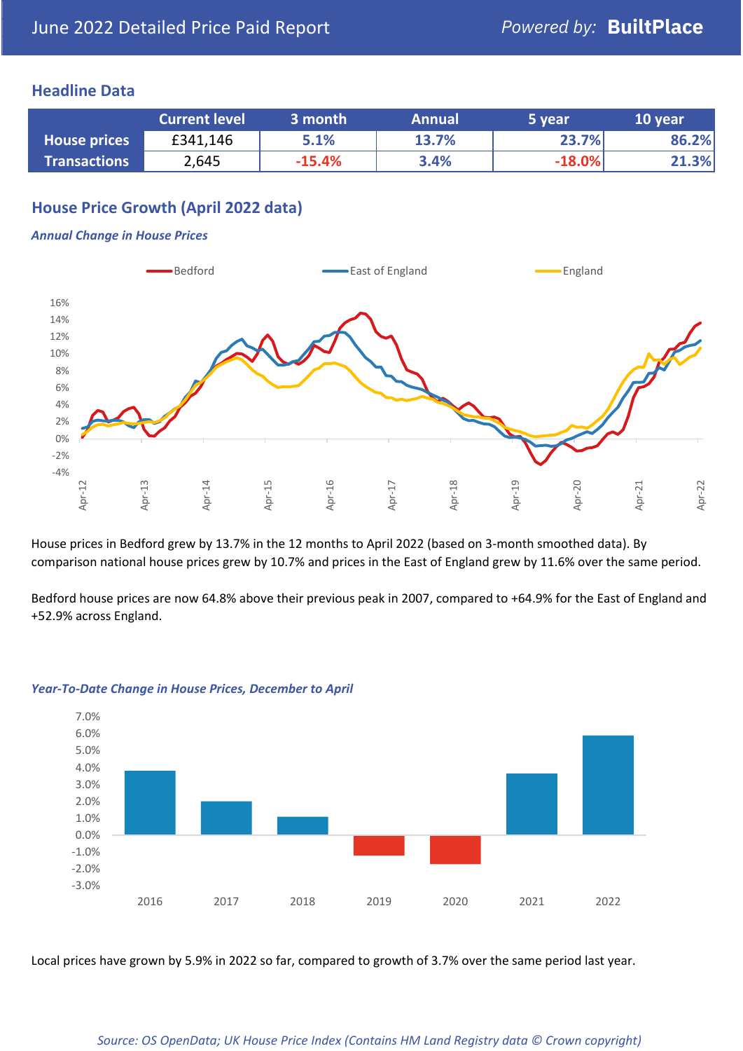June 2022 Detailed Price Paid Report — Powered by: **BuiltPlace**

## Headline Data

| | Current level | 3 month | Annual | 5 year | 10 year |
|---|---|---|---|---|---|
| **House prices** | £341,146 | 5.1% | 13.7% | 23.7% | 86.2% |
| **Transactions** | 2,645 | -15.4% | 3.4% | -18.0% | 21.3% |

## House Price Growth (April 2022 data)

***Annual Change in House Prices***

House prices in Bedford grew by 13.7% in the 12 months to April 2022 (based on 3-month smoothed data). By comparison national house prices grew by 10.7% and prices in the East of England grew by 11.6% over the same period.

Bedford house prices are now 64.8% above their previous peak in 2007, compared to +64.9% for the East of England and +52.9% across England.

***Year-To-Date Change in House Prices, December to April***

Local prices have grown by 5.9% in 2022 so far, compared to growth of 3.7% over the same period last year.

*Source: OS OpenData; UK House Price Index (Contains HM Land Registry data © Crown copyright)*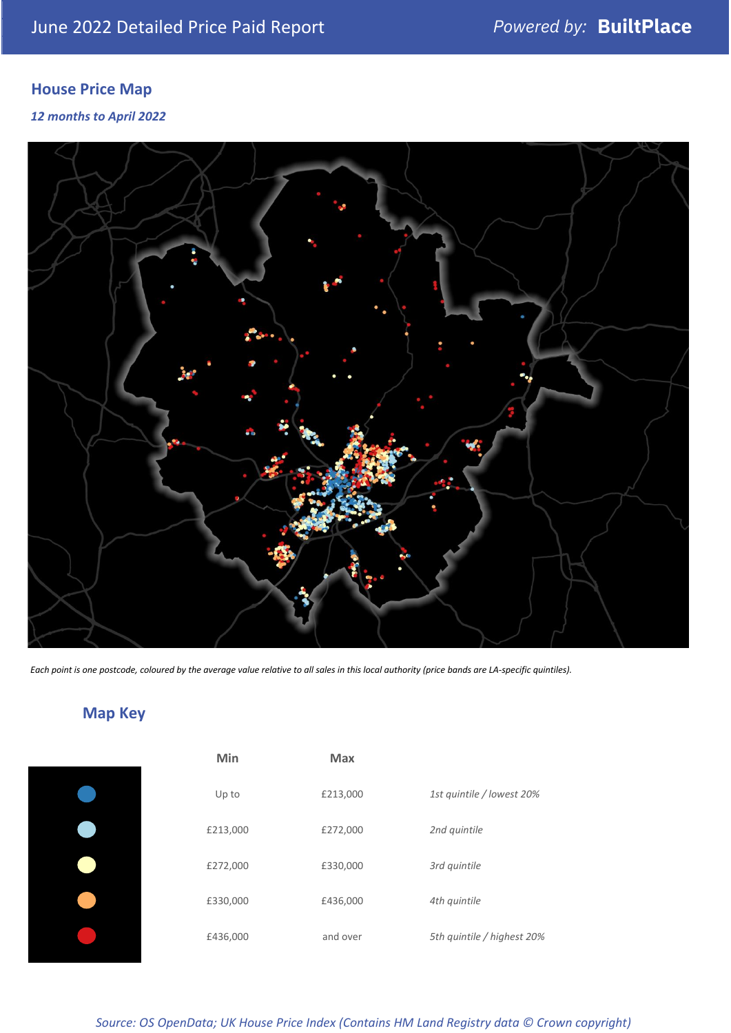June 2022 Detailed Price Paid Report

Powered by: **BuiltPlace**

## House Price Map

*12 months to April 2022*

*Each point is one postcode, coloured by the average value relative to all sales in this local authority (price bands are LA-specific quintiles).*

## Map Key

| Min | Max | |
|---|---|---|
| Up to | £213,000 | *1st quintile / lowest 20%* |
| £213,000 | £272,000 | *2nd quintile* |
| £272,000 | £330,000 | *3rd quintile* |
| £330,000 | £436,000 | *4th quintile* |
| £436,000 | and over | *5th quintile / highest 20%* |

*Source: OS OpenData; UK House Price Index (Contains HM Land Registry data © Crown copyright)*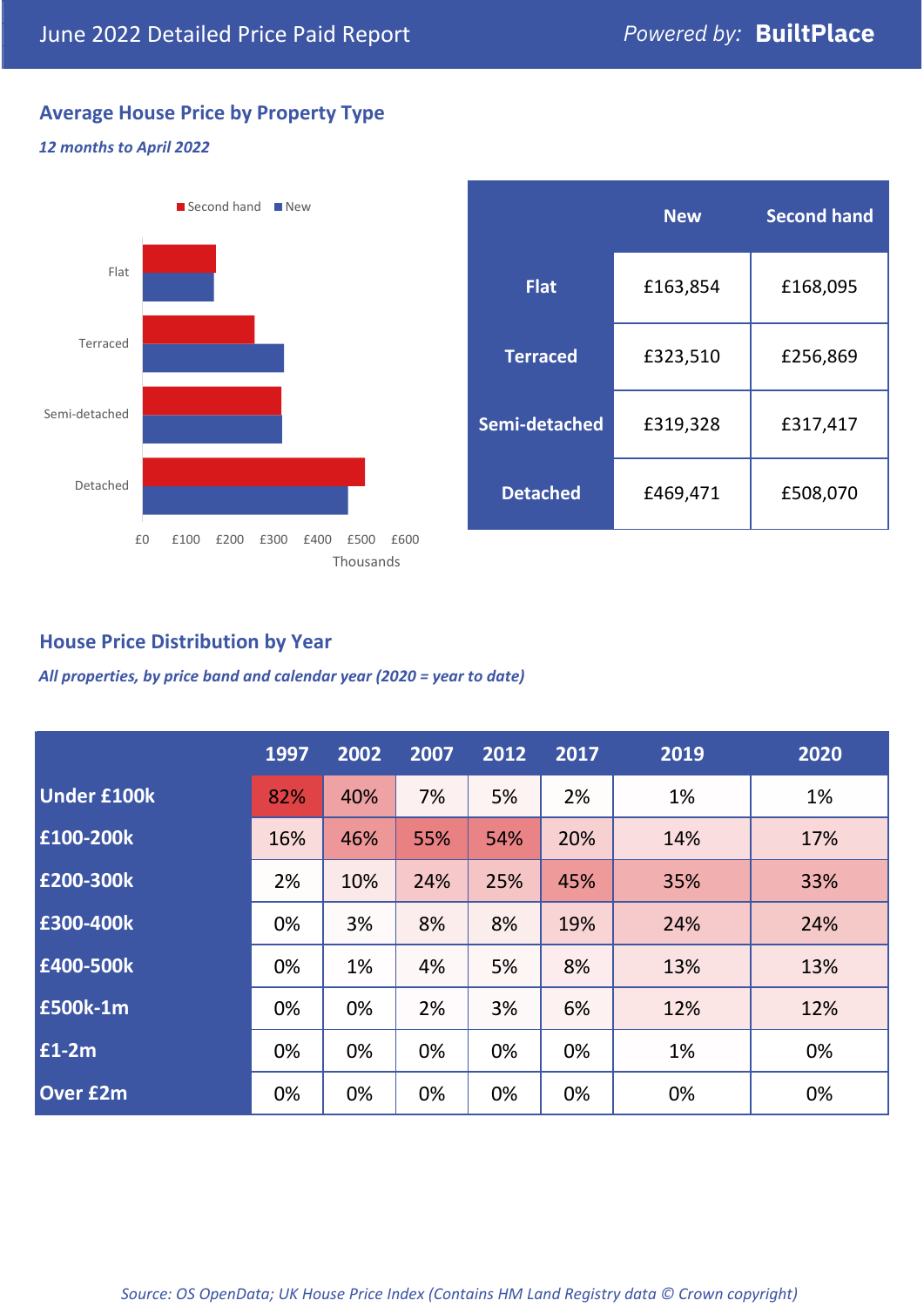June 2022 Detailed Price Paid Report

Powered by: **BuiltPlace**

## Average House Price by Property Type

*12 months to April 2022*

|  | New | Second hand |
|---|---|---|
| **Flat** | £163,854 | £168,095 |
| **Terraced** | £323,510 | £256,869 |
| **Semi-detached** | £319,328 | £317,417 |
| **Detached** | £469,471 | £508,070 |

## House Price Distribution by Year

*All properties, by price band and calendar year (2020 = year to date)*

|  | 1997 | 2002 | 2007 | 2012 | 2017 | 2019 | 2020 |
|---|---|---|---|---|---|---|---|
| **Under £100k** | 82% | 40% | 7% | 5% | 2% | 1% | 1% |
| **£100-200k** | 16% | 46% | 55% | 54% | 20% | 14% | 17% |
| **£200-300k** | 2% | 10% | 24% | 25% | 45% | 35% | 33% |
| **£300-400k** | 0% | 3% | 8% | 8% | 19% | 24% | 24% |
| **£400-500k** | 0% | 1% | 4% | 5% | 8% | 13% | 13% |
| **£500k-1m** | 0% | 0% | 2% | 3% | 6% | 12% | 12% |
| **£1-2m** | 0% | 0% | 0% | 0% | 0% | 1% | 0% |
| **Over £2m** | 0% | 0% | 0% | 0% | 0% | 0% | 0% |

*Source: OS OpenData; UK House Price Index (Contains HM Land Registry data © Crown copyright)*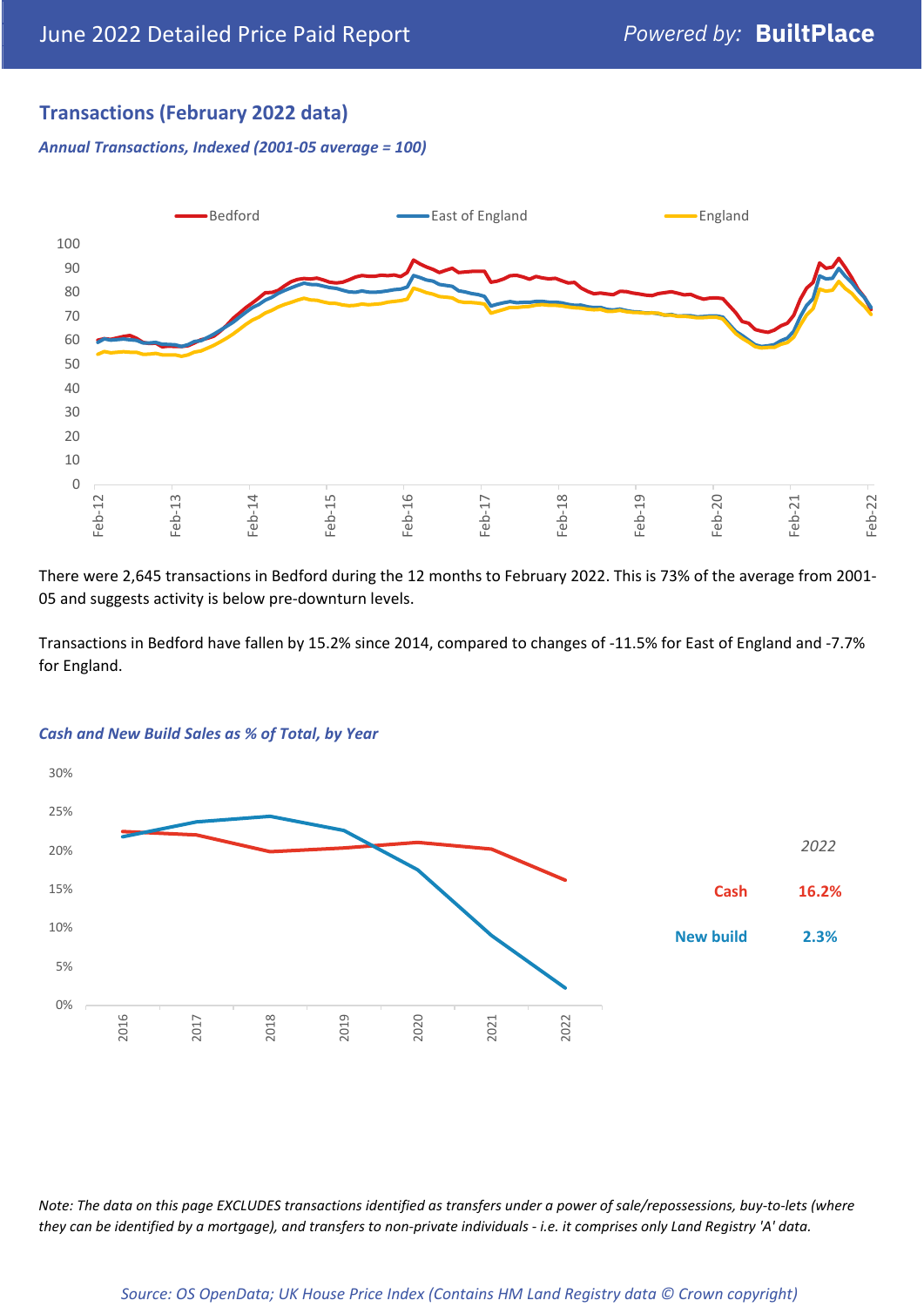## Transactions (February 2022 data)

*Annual Transactions, Indexed (2001-05 average = 100)*

There were 2,645 transactions in Bedford during the 12 months to February 2022. This is 73% of the average from 2001-05 and suggests activity is below pre-downturn levels.

Transactions in Bedford have fallen by 15.2% since 2014, compared to changes of -11.5% for East of England and -7.7% for England.

*Cash and New Build Sales as % of Total, by Year*

| | 2022 |
|---|---|
| Cash | 16.2% |
| New build | 2.3% |

*Note: The data on this page EXCLUDES transactions identified as transfers under a power of sale/repossessions, buy-to-lets (where they can be identified by a mortgage), and transfers to non-private individuals - i.e. it comprises only Land Registry 'A' data.*

*Source: OS OpenData; UK House Price Index (Contains HM Land Registry data © Crown copyright)*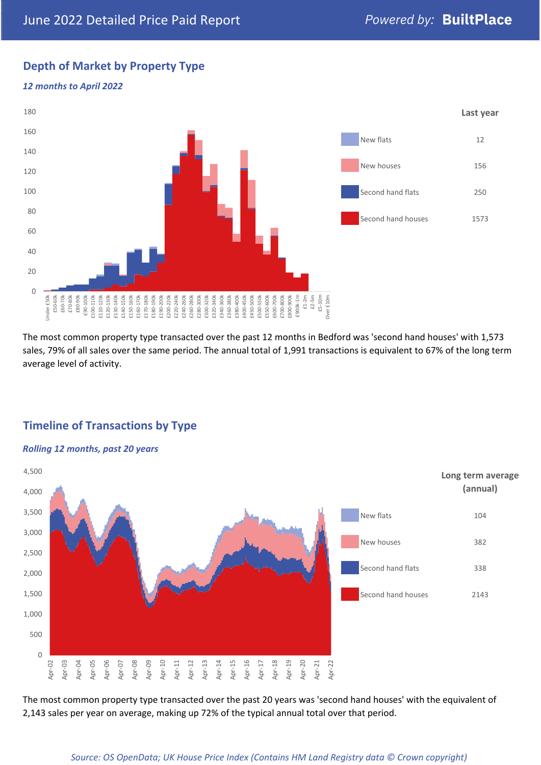## Depth of Market by Property Type

*12 months to April 2022*

180
160
140
120
100
80
60
40
20
0

Under £50k, £50-60k, £60-70k, £70-80k, £80-90k, £90-100k, £100-110k, £110-120k, £120-130k, £130-140k, £140-150k, £150-160k, £160-170k, £170-180k, £180-190k, £190-200k, £200-220k, £220-240k, £240-260k, £260-280k, £280-300k, £300-320k, £320-340k, £340-360k, £360-380k, £380-400k, £400-450k, £450-500k, £500-550k, £550-600k, £600-700k, £700-800k, £800-900k, £900k-1m, £1-2m, £2-5m, £5-10m, Over £10m

Last year

New flats 12

New houses 156

Second hand flats 250

Second hand houses 1573

The most common property type transacted over the past 12 months in Bedford was 'second hand houses' with 1,573 sales, 79% of all sales over the same period. The annual total of 1,991 transactions is equivalent to 67% of the long term average level of activity.

## Timeline of Transactions by Type

*Rolling 12 months, past 20 years*

4,500
4,000
3,500
3,000
2,500
2,000
1,500
1,000
500
0

Apr-02, Apr-03, Apr-04, Apr-05, Apr-06, Apr-07, Apr-08, Apr-09, Apr-10, Apr-11, Apr-12, Apr-13, Apr-14, Apr-15, Apr-16, Apr-17, Apr-18, Apr-19, Apr-20, Apr-21, Apr-22

Long term average (annual)

New flats 104

New houses 382

Second hand flats 338

Second hand houses 2143

The most common property type transacted over the past 20 years was 'second hand houses' with the equivalent of 2,143 sales per year on average, making up 72% of the typical annual total over that period.

*Source: OS OpenData; UK House Price Index (Contains HM Land Registry data © Crown copyright)*